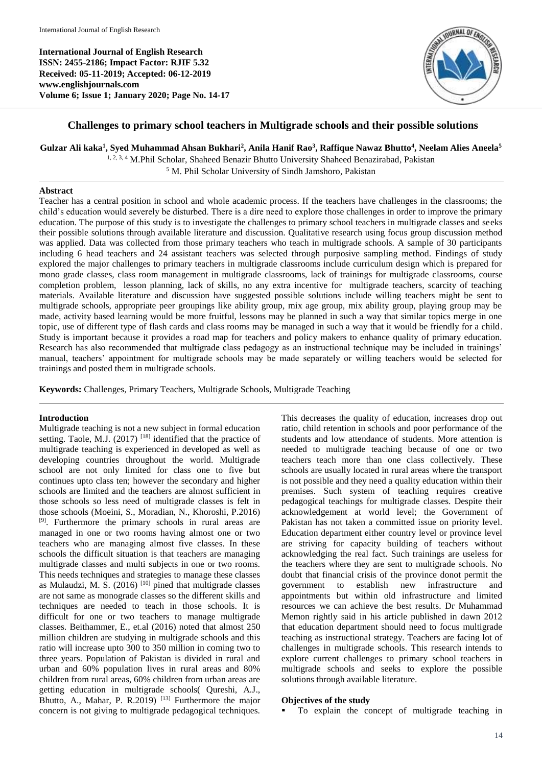**International Journal of English Research**
**ISSN: 2455-2186; Impact Factor: RJIF 5.32**
**Received: 05-11-2019; Accepted: 06-12-2019**
**www.englishjournals.com**
**Volume 6; Issue 1; January 2020; Page No. 14-17**

# Challenges to primary school teachers in Multigrade schools and their possible solutions

**Gulzar Ali kaka[1], Syed Muhammad Ahsan Bukhari[2], Anila Hanif Rao[3], Raffique Nawaz Bhutto[4], Neelam Alies Aneela[5]**

[1, 2, 3, 4] M.Phil Scholar, Shaheed Benazir Bhutto University Shaheed Benazirabad, Pakistan

[5] M. Phil Scholar University of Sindh Jamshoro, Pakistan

## Abstract

Teacher has a central position in school and whole academic process. If the teachers have challenges in the classrooms; the child's education would severely be disturbed. There is a dire need to explore those challenges in order to improve the primary education. The purpose of this study is to investigate the challenges to primary school teachers in multigrade classes and seeks their possible solutions through available literature and discussion. Qualitative research using focus group discussion method was applied. Data was collected from those primary teachers who teach in multigrade schools. A sample of 30 participants including 6 head teachers and 24 assistant teachers was selected through purposive sampling method. Findings of study explored the major challenges to primary teachers in multigrade classrooms include curriculum design which is prepared for mono grade classes, class room management in multigrade classrooms, lack of trainings for multigrade classrooms, course completion problem, lesson planning, lack of skills, no any extra incentive for multigrade teachers, scarcity of teaching materials. Available literature and discussion have suggested possible solutions include willing teachers might be sent to multigrade schools, appropriate peer groupings like ability group, mix age group, mix ability group, playing group may be made, activity based learning would be more fruitful, lessons may be planned in such a way that similar topics merge in one topic, use of different type of flash cards and class rooms may be managed in such a way that it would be friendly for a child. Study is important because it provides a road map for teachers and policy makers to enhance quality of primary education. Research has also recommended that multigrade class pedagogy as an instructional technique may be included in trainings' manual, teachers' appointment for multigrade schools may be made separately or willing teachers would be selected for trainings and posted them in multigrade schools.

**Keywords:** Challenges, Primary Teachers, Multigrade Schools, Multigrade Teaching

## Introduction

Multigrade teaching is not a new subject in formal education setting. Taole, M.J. (2017) [18] identified that the practice of multigrade teaching is experienced in developed as well as developing countries throughout the world. Multigrade school are not only limited for class one to five but continues upto class ten; however the secondary and higher schools are limited and the teachers are almost sufficient in those schools so less need of multigrade classes is felt in those schools (Moeini, S., Moradian, N., Khoroshi, P.2016) [9]. Furthermore the primary schools in rural areas are managed in one or two rooms having almost one or two teachers who are managing almost five classes. In these schools the difficult situation is that teachers are managing multigrade classes and multi subjects in one or two rooms. This needs techniques and strategies to manage these classes as Mulaudzi, M. S. (2016) [10] pined that multigrade classes are not same as monograde classes so the different skills and techniques are needed to teach in those schools. It is difficult for one or two teachers to manage multigrade classes. Beithammer, E., et.al (2016) noted that almost 250 million children are studying in multigrade schools and this ratio will increase upto 300 to 350 million in coming two to three years. Population of Pakistan is divided in rural and urban and 60% population lives in rural areas and 80% children from rural areas, 60% children from urban areas are getting education in multigrade schools( Qureshi, A.J., Bhutto, A., Mahar, P. R.2019) [13] Furthermore the major concern is not giving to multigrade pedagogical techniques. This decreases the quality of education, increases drop out ratio, child retention in schools and poor performance of the students and low attendance of students. More attention is needed to multigrade teaching because of one or two teachers teach more than one class collectively. These schools are usually located in rural areas where the transport is not possible and they need a quality education within their premises. Such system of teaching requires creative pedagogical teachings for multigrade classes. Despite their acknowledgement at world level; the Government of Pakistan has not taken a committed issue on priority level. Education department either country level or province level are striving for capacity building of teachers without acknowledging the real fact. Such trainings are useless for the teachers where they are sent to multigrade schools. No doubt that financial crisis of the province donot permit the government to establish new infrastructure and appointments but within old infrastructure and limited resources we can achieve the best results. Dr Muhammad Memon rightly said in his article published in dawn 2012 that education department should need to focus multigrade teaching as instructional strategy. Teachers are facing lot of challenges in multigrade schools. This research intends to explore current challenges to primary school teachers in multigrade schools and seeks to explore the possible solutions through available literature.

### Objectives of the study

- To explain the concept of multigrade teaching in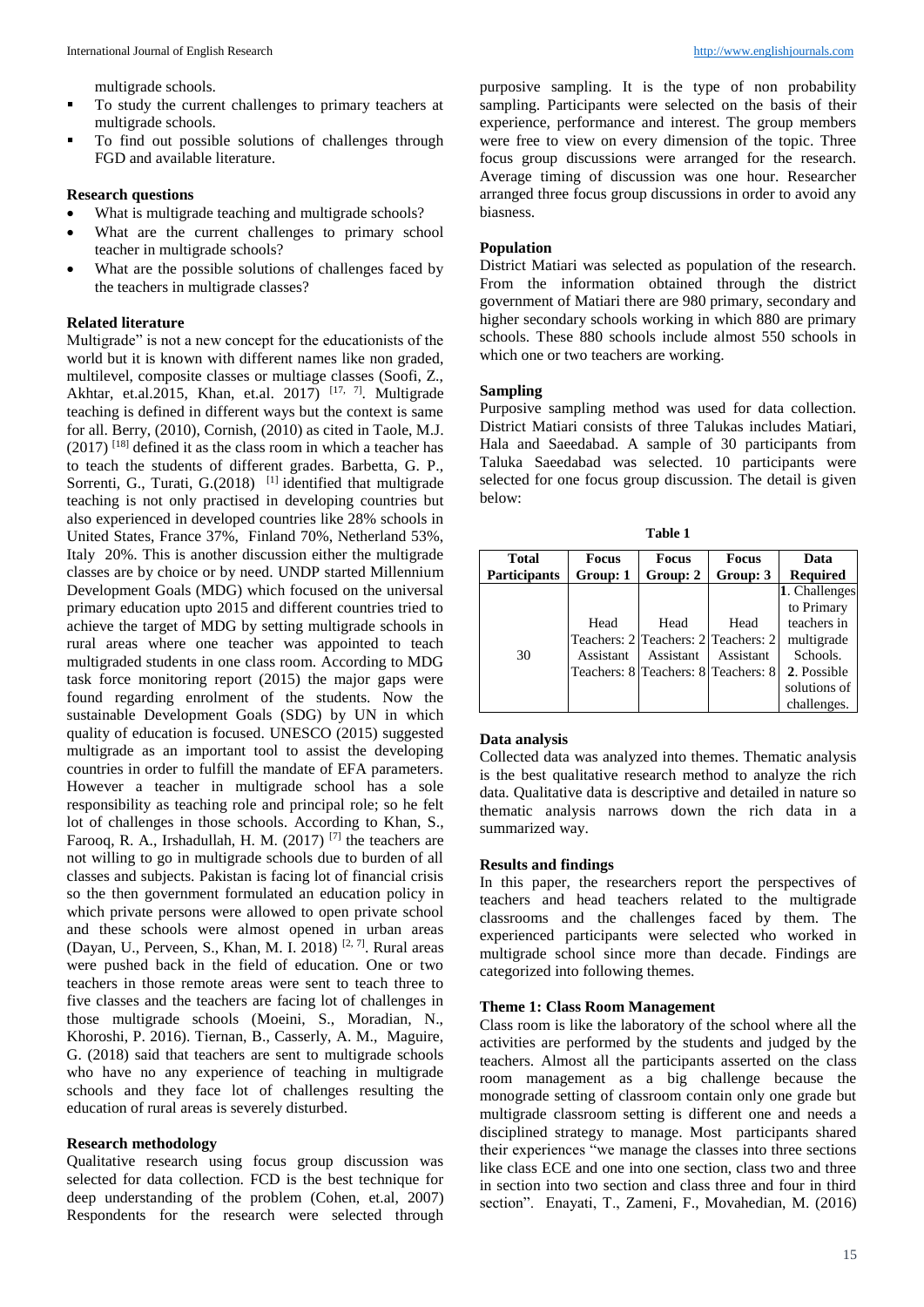multigrade schools.

- To study the current challenges to primary teachers at multigrade schools.
- To find out possible solutions of challenges through FGD and available literature.

### Research questions

- What is multigrade teaching and multigrade schools?
- What are the current challenges to primary school teacher in multigrade schools?
- What are the possible solutions of challenges faced by the teachers in multigrade classes?

### Related literature

Multigrade" is not a new concept for the educationists of the world but it is known with different names like non graded, multilevel, composite classes or multiage classes (Soofi, Z., Akhtar, et.al.2015, Khan, et.al. 2017) [17, 7]. Multigrade teaching is defined in different ways but the context is same for all. Berry, (2010), Cornish, (2010) as cited in Taole, M.J. (2017) [18] defined it as the class room in which a teacher has to teach the students of different grades. Barbetta, G. P., Sorrenti, G., Turati, G.(2018) [1] identified that multigrade teaching is not only practised in developing countries but also experienced in developed countries like 28% schools in United States, France 37%, Finland 70%, Netherland 53%, Italy 20%. This is another discussion either the multigrade classes are by choice or by need. UNDP started Millennium Development Goals (MDG) which focused on the universal primary education upto 2015 and different countries tried to achieve the target of MDG by setting multigrade schools in rural areas where one teacher was appointed to teach multigraded students in one class room. According to MDG task force monitoring report (2015) the major gaps were found regarding enrolment of the students. Now the sustainable Development Goals (SDG) by UN in which quality of education is focused. UNESCO (2015) suggested multigrade as an important tool to assist the developing countries in order to fulfill the mandate of EFA parameters. However a teacher in multigrade school has a sole responsibility as teaching role and principal role; so he felt lot of challenges in those schools. According to Khan, S., Farooq, R. A., Irshadullah, H. M. (2017) [7] the teachers are not willing to go in multigrade schools due to burden of all classes and subjects. Pakistan is facing lot of financial crisis so the then government formulated an education policy in which private persons were allowed to open private school and these schools were almost opened in urban areas (Dayan, U., Perveen, S., Khan, M. I. 2018) [2, 7]. Rural areas were pushed back in the field of education. One or two teachers in those remote areas were sent to teach three to five classes and the teachers are facing lot of challenges in those multigrade schools (Moeini, S., Moradian, N., Khoroshi, P. 2016). Tiernan, B., Casserly, A. M., Maguire, G. (2018) said that teachers are sent to multigrade schools who have no any experience of teaching in multigrade schools and they face lot of challenges resulting the education of rural areas is severely disturbed.

### Research methodology

Qualitative research using focus group discussion was selected for data collection. FCD is the best technique for deep understanding of the problem (Cohen, et.al, 2007) Respondents for the research were selected through purposive sampling. It is the type of non probability sampling. Participants were selected on the basis of their experience, performance and interest. The group members were free to view on every dimension of the topic. Three focus group discussions were arranged for the research. Average timing of discussion was one hour. Researcher arranged three focus group discussions in order to avoid any biasness.

### Population

District Matiari was selected as population of the research. From the information obtained through the district government of Matiari there are 980 primary, secondary and higher secondary schools working in which 880 are primary schools. These 880 schools include almost 550 schools in which one or two teachers are working.

### Sampling

Purposive sampling method was used for data collection. District Matiari consists of three Talukas includes Matiari, Hala and Saeedabad. A sample of 30 participants from Taluka Saeedabad was selected. 10 participants were selected for one focus group discussion. The detail is given below:

**Table 1**

| Total Participants | Focus Group: 1 | Focus Group: 2 | Focus Group: 3 | Data Required |
|---|---|---|---|---|
| 30 | Head Teachers: 2 Assistant Teachers: 8 | Head Teachers: 2 Assistant Teachers: 8 | Head Teachers: 2 Assistant Teachers: 8 | **1**. Challenges to Primary teachers in multigrade Schools. **2**. Possible solutions of challenges. |

### Data analysis

Collected data was analyzed into themes. Thematic analysis is the best qualitative research method to analyze the rich data. Qualitative data is descriptive and detailed in nature so thematic analysis narrows down the rich data in a summarized way.

### Results and findings

In this paper, the researchers report the perspectives of teachers and head teachers related to the multigrade classrooms and the challenges faced by them. The experienced participants were selected who worked in multigrade school since more than decade. Findings are categorized into following themes.

### Theme 1: Class Room Management

Class room is like the laboratory of the school where all the activities are performed by the students and judged by the teachers. Almost all the participants asserted on the class room management as a big challenge because the monograde setting of classroom contain only one grade but multigrade classroom setting is different one and needs a disciplined strategy to manage. Most participants shared their experiences "we manage the classes into three sections like class ECE and one into one section, class two and three in section into two section and class three and four in third section". Enayati, T., Zameni, F., Movahedian, M. (2016)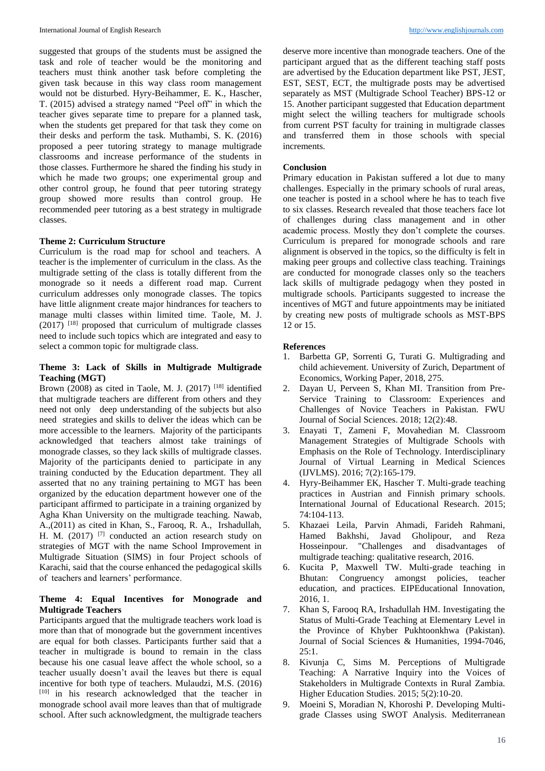suggested that groups of the students must be assigned the task and role of teacher would be the monitoring and teachers must think another task before completing the given task because in this way class room management would not be disturbed. Hyry-Beihammer, E. K., Hascher, T. (2015) advised a strategy named "Peel off" in which the teacher gives separate time to prepare for a planned task, when the students get prepared for that task they come on their desks and perform the task. Muthambi, S. K. (2016) proposed a peer tutoring strategy to manage multigrade classrooms and increase performance of the students in those classes. Furthermore he shared the finding his study in which he made two groups; one experimental group and other control group, he found that peer tutoring strategy group showed more results than control group. He recommended peer tutoring as a best strategy in multigrade classes.

**Theme 2: Curriculum Structure**

Curriculum is the road map for school and teachers. A teacher is the implementer of curriculum in the class. As the multigrade setting of the class is totally different from the monograde so it needs a different road map. Current curriculum addresses only monograde classes. The topics have little alignment create major hindrances for teachers to manage multi classes within limited time. Taole, M. J. (2017) [18] proposed that curriculum of multigrade classes need to include such topics which are integrated and easy to select a common topic for multigrade class.

**Theme 3: Lack of Skills in Multigrade Multigrade Teaching (MGT)**

Brown (2008) as cited in Taole, M. J. (2017) [18] identified that multigrade teachers are different from others and they need not only deep understanding of the subjects but also need strategies and skills to deliver the ideas which can be more accessible to the learners. Majority of the participants acknowledged that teachers almost take trainings of monograde classes, so they lack skills of multigrade classes. Majority of the participants denied to participate in any training conducted by the Education department. They all asserted that no any training pertaining to MGT has been organized by the education department however one of the participant affirmed to participate in a training organized by Agha Khan University on the multigrade teaching. Nawab, A.,(2011) as cited in Khan, S., Farooq, R. A., Irshadullah, H. M. (2017) [7] conducted an action research study on strategies of MGT with the name School Improvement in Multigrade Situation (SIMS) in four Project schools of Karachi, said that the course enhanced the pedagogical skills of teachers and learners' performance.

**Theme 4: Equal Incentives for Monograde and Multigrade Teachers**

Participants argued that the multigrade teachers work load is more than that of monograde but the government incentives are equal for both classes. Participants further said that a teacher in multigrade is bound to remain in the class because his one casual leave affect the whole school, so a teacher usually doesn't avail the leaves but there is equal incentive for both type of teachers. Mulaudzi, M.S. (2016) [10] in his research acknowledged that the teacher in monograde school avail more leaves than that of multigrade school. After such acknowledgment, the multigrade teachers deserve more incentive than monograde teachers. One of the participant argued that as the different teaching staff posts are advertised by the Education department like PST, JEST, EST, SEST, ECT, the multigrade posts may be advertised separately as MST (Multigrade School Teacher) BPS-12 or 15. Another participant suggested that Education department might select the willing teachers for multigrade schools from current PST faculty for training in multigrade classes and transferred them in those schools with special increments.

**Conclusion**

Primary education in Pakistan suffered a lot due to many challenges. Especially in the primary schools of rural areas, one teacher is posted in a school where he has to teach five to six classes. Research revealed that those teachers face lot of challenges during class management and in other academic process. Mostly they don't complete the courses. Curriculum is prepared for monograde schools and rare alignment is observed in the topics, so the difficulty is felt in making peer groups and collective class teaching. Trainings are conducted for monograde classes only so the teachers lack skills of multigrade pedagogy when they posted in multigrade schools. Participants suggested to increase the incentives of MGT and future appointments may be initiated by creating new posts of multigrade schools as MST-BPS 12 or 15.

**References**

1. Barbetta GP, Sorrenti G, Turati G. Multigrading and child achievement. University of Zurich, Department of Economics, Working Paper, 2018, 275.
2. Dayan U, Perveen S, Khan MI. Transition from Pre-Service Training to Classroom: Experiences and Challenges of Novice Teachers in Pakistan. FWU Journal of Social Sciences. 2018; 12(2):48.
3. Enayati T, Zameni F, Movahedian M. Classroom Management Strategies of Multigrade Schools with Emphasis on the Role of Technology. Interdisciplinary Journal of Virtual Learning in Medical Sciences (IJVLMS). 2016; 7(2):165-179.
4. Hyry-Beihammer EK, Hascher T. Multi-grade teaching practices in Austrian and Finnish primary schools. International Journal of Educational Research. 2015; 74:104-113.
5. Khazaei Leila, Parvin Ahmadi, Farideh Rahmani, Hamed Bakhshi, Javad Gholipour, and Reza Hosseinpour. "Challenges and disadvantages of multigrade teaching: qualitative research, 2016.
6. Kucita P, Maxwell TW. Multi-grade teaching in Bhutan: Congruency amongst policies, teacher education, and practices. EIPEducational Innovation, 2016, 1.
7. Khan S, Farooq RA, Irshadullah HM. Investigating the Status of Multi-Grade Teaching at Elementary Level in the Province of Khyber Pukhtoonkhwa (Pakistan). Journal of Social Sciences & Humanities, 1994-7046, 25:1.
8. Kivunja C, Sims M. Perceptions of Multigrade Teaching: A Narrative Inquiry into the Voices of Stakeholders in Multigrade Contexts in Rural Zambia. Higher Education Studies. 2015; 5(2):10-20.
9. Moeini S, Moradian N, Khoroshi P. Developing Multi-grade Classes using SWOT Analysis. Mediterranean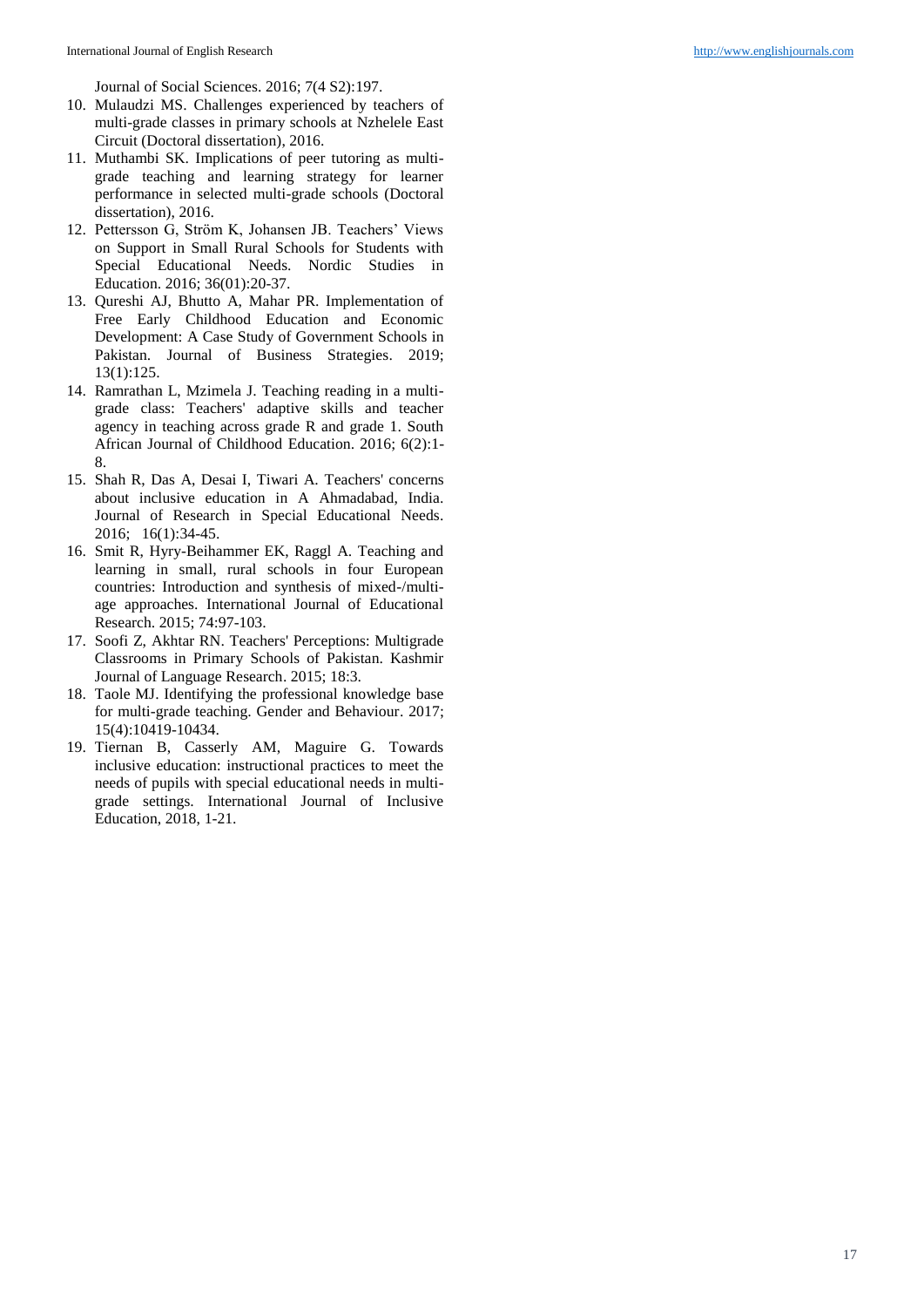Journal of Social Sciences. 2016; 7(4 S2):197.

10. Mulaudzi MS. Challenges experienced by teachers of multi-grade classes in primary schools at Nzhelele East Circuit (Doctoral dissertation), 2016.
11. Muthambi SK. Implications of peer tutoring as multi-grade teaching and learning strategy for learner performance in selected multi-grade schools (Doctoral dissertation), 2016.
12. Pettersson G, Ström K, Johansen JB. Teachers' Views on Support in Small Rural Schools for Students with Special Educational Needs. Nordic Studies in Education. 2016; 36(01):20-37.
13. Qureshi AJ, Bhutto A, Mahar PR. Implementation of Free Early Childhood Education and Economic Development: A Case Study of Government Schools in Pakistan. Journal of Business Strategies. 2019; 13(1):125.
14. Ramrathan L, Mzimela J. Teaching reading in a multi-grade class: Teachers' adaptive skills and teacher agency in teaching across grade R and grade 1. South African Journal of Childhood Education. 2016; 6(2):1-8.
15. Shah R, Das A, Desai I, Tiwari A. Teachers' concerns about inclusive education in A Ahmadabad, India. Journal of Research in Special Educational Needs. 2016; 16(1):34-45.
16. Smit R, Hyry-Beihammer EK, Raggl A. Teaching and learning in small, rural schools in four European countries: Introduction and synthesis of mixed-/multi-age approaches. International Journal of Educational Research. 2015; 74:97-103.
17. Soofi Z, Akhtar RN. Teachers' Perceptions: Multigrade Classrooms in Primary Schools of Pakistan. Kashmir Journal of Language Research. 2015; 18:3.
18. Taole MJ. Identifying the professional knowledge base for multi-grade teaching. Gender and Behaviour. 2017; 15(4):10419-10434.
19. Tiernan B, Casserly AM, Maguire G. Towards inclusive education: instructional practices to meet the needs of pupils with special educational needs in multi-grade settings. International Journal of Inclusive Education, 2018, 1-21.